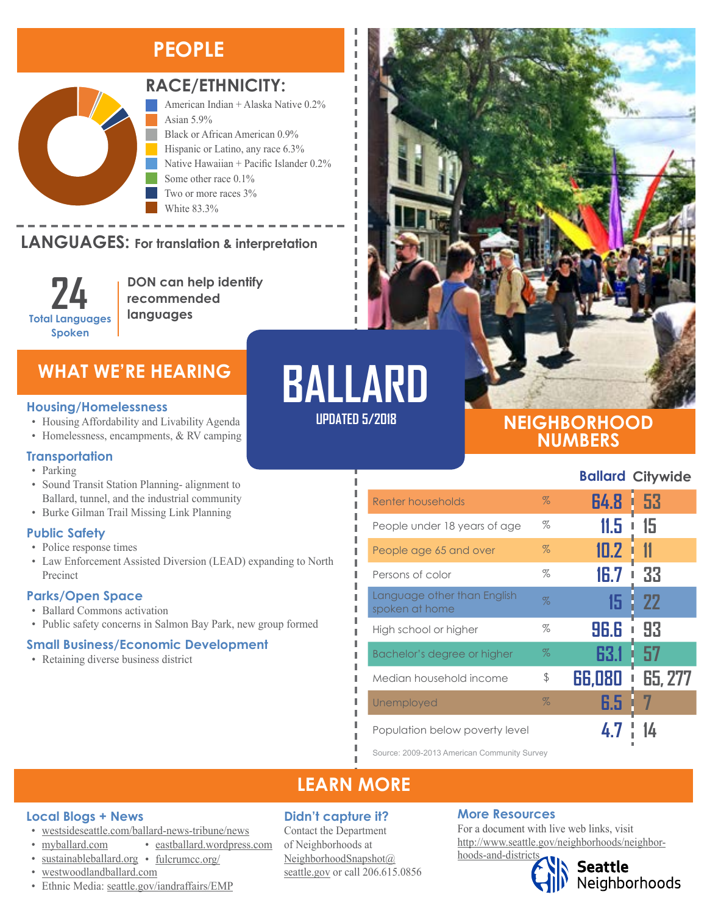# BALLARD

UPDATED 5/2018

## PEOPLE

### RACE/ETHNICITY:

- American Indian + Alaska Native 0.2%
- Asian 5.9%
- Black or African American 0.9%
- Hispanic or Latino, any race 6.3%
- Native Hawaiian + Pacific Islander 0.2%
- Some other race 0.1%
- Two or more races 3%
- White 83.3%

### LANGUAGES: For translation & interpretation

**24** Total Languages Spoken

DON can help identify recommended languages

## WHAT WE'RE HEARING

### Housing/Homelessness

- Housing Affordability and Livability Agenda
- Homelessness, encampments, & RV camping

### Transportation

- Parking
- Sound Transit Station Planning- alignment to Ballard, tunnel, and the industrial community
- Burke Gilman Trail Missing Link Planning

### Public Safety

- Police response times
- Law Enforcement Assisted Diversion (LEAD) expanding to North Precinct

### Parks/Open Space

- Ballard Commons activation
- Public safety concerns in Salmon Bay Park, new group formed

### Small Business/Economic Development

- Retaining diverse business district

## NEIGHBORHOOD NUMBERS

| | | Ballard | Citywide |
|---|---|---|---|
| Renter households | % | 64.8 | 53 |
| People under 18 years of age | % | 11.5 | 15 |
| People age 65 and over | % | 10.2 | 11 |
| Persons of color | % | 16.7 | 33 |
| Language other than English spoken at home | % | 15 | 22 |
| High school or higher | % | 96.6 | 93 |
| Bachelor's degree or higher | % | 63.1 | 57 |
| Median household income | $ | 66,080 | 65, 277 |
| Unemployed | % | 6.5 | 7 |
| Population below poverty level | | 4.7 | 14 |

Source: 2009-2013 American Community Survey

## LEARN MORE

### Local Blogs + News

- westsideseattle.com/ballard-news-tribune/news
- myballard.com
- eastballard.wordpress.com
- sustainableballard.org
- fulcrumcc.org/
- westwoodlandballard.com
- Ethnic Media: seattle.gov/iandraffairs/EMP

### Didn't capture it?

Contact the Department of Neighborhoods at NeighborhoodSnapshot@seattle.gov or call 206.615.0856

### More Resources

For a document with live web links, visit http://www.seattle.gov/neighborhoods/neighborhoods-and-districts

Seattle Neighborhoods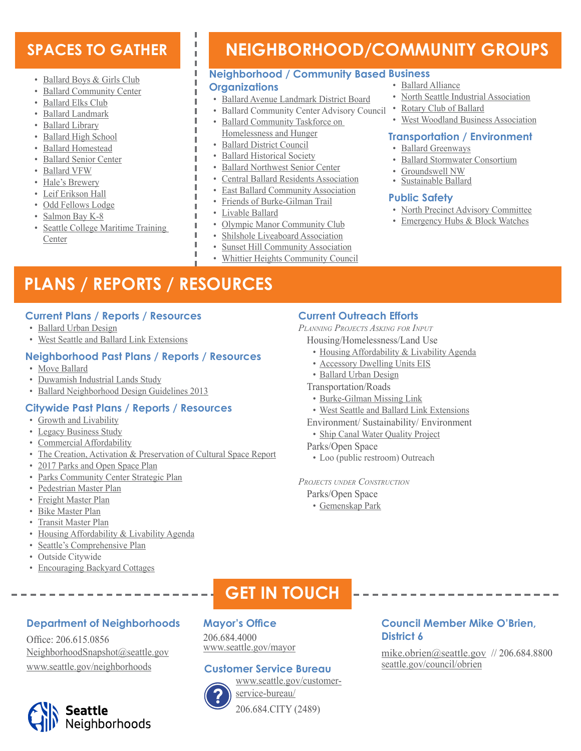## SPACES TO GATHER

- Ballard Boys & Girls Club
- Ballard Community Center
- Ballard Elks Club
- Ballard Landmark
- Ballard Library
- Ballard High School
- Ballard Homestead
- Ballard Senior Center
- Ballard VFW
- Hale's Brewery
- Leif Erikson Hall
- Odd Fellows Lodge
- Salmon Bay K-8
- Seattle College Maritime Training Center

## NEIGHBORHOOD/COMMUNITY GROUPS

### Neighborhood / Community Based Organizations

- Ballard Avenue Landmark District Board
- Ballard Community Center Advisory Council
- Ballard Community Taskforce on Homelessness and Hunger
- Ballard District Council
- Ballard Historical Society
- Ballard Northwest Senior Center
- Central Ballard Residents Association
- East Ballard Community Association
- Friends of Burke-Gilman Trail
- Livable Ballard
- Olympic Manor Community Club
- Shilshole Liveaboard Association
- Sunset Hill Community Association
- Whittier Heights Community Council

### Business

- Ballard Alliance
- North Seattle Industrial Association
- Rotary Club of Ballard
- West Woodland Business Association

### Transportation / Environment

- Ballard Greenways
- Ballard Stormwater Consortium
- Groundswell NW
- Sustainable Ballard

### Public Safety

- North Precinct Advisory Committee
- Emergency Hubs & Block Watches

## PLANS / REPORTS / RESOURCES

### Current Plans / Reports / Resources

- Ballard Urban Design
- West Seattle and Ballard Link Extensions

### Neighborhood Past Plans / Reports / Resources

- Move Ballard
- Duwamish Industrial Lands Study
- Ballard Neighborhood Design Guidelines 2013

### Citywide Past Plans / Reports / Resources

- Growth and Livability
- Legacy Business Study
- Commercial Affordability
- The Creation, Activation & Preservation of Cultural Space Report
- 2017 Parks and Open Space Plan
- Parks Community Center Strategic Plan
- Pedestrian Master Plan
- Freight Master Plan
- Bike Master Plan
- Transit Master Plan
- Housing Affordability & Livability Agenda
- Seattle's Comprehensive Plan
- Outside Citywide
- Encouraging Backyard Cottages

### Current Outreach Efforts

*Planning Projects Asking for Input*

Housing/Homelessness/Land Use

- Housing Affordability & Livability Agenda
- Accessory Dwelling Units EIS
- Ballard Urban Design

Transportation/Roads

- Burke-Gilman Missing Link
- West Seattle and Ballard Link Extensions

Environment/ Sustainability/ Environment

- Ship Canal Water Quality Project

Parks/Open Space

- Loo (public restroom) Outreach

*Projects under Construction*

Parks/Open Space

- Gemenskap Park

## GET IN TOUCH

### Department of Neighborhoods

Office: 206.615.0856
NeighborhoodSnapshot@seattle.gov
www.seattle.gov/neighborhoods

### Mayor's Office

206.684.4000
www.seattle.gov/mayor

### Customer Service Bureau

www.seattle.gov/customer-service-bureau/
206.684.CITY (2489)

### Council Member Mike O'Brien, District 6

mike.obrien@seattle.gov // 206.684.8800
seattle.gov/council/obrien

Seattle Neighborhoods